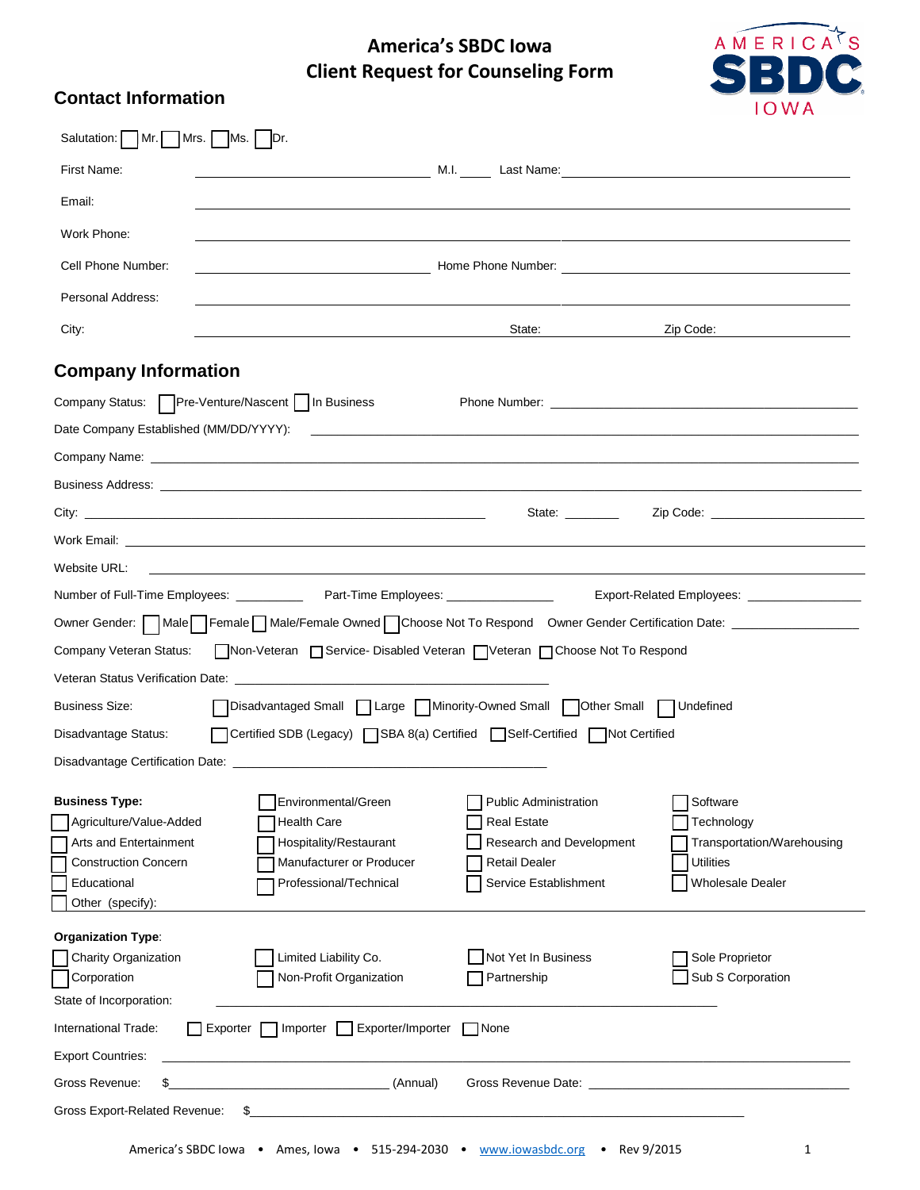# America's SBDC Iowa
# Client Request for Counseling Form

## Contact Information

Salutation: ☐ Mr. ☐ Mrs. ☐ Ms. ☐ Dr.

First Name: ______________________ M.I. _____ Last Name: ______________________

Email: ______________________________________________

Work Phone: ______________________________________________

Cell Phone Number: ______________________ Home Phone Number: ______________________

Personal Address: ______________________________________________

City: ______________________ State: __________ Zip Code: __________

## Company Information

Company Status: ☐ Pre-Venture/Nascent ☐ In Business Phone Number: ______________________

Date Company Established (MM/DD/YYYY): ______________________

Company Name: ______________________________________________

Business Address: ______________________________________________

City: ______________________ State: ________ Zip Code: __________

Work Email: ______________________________________________

Website URL: ______________________________________________

Number of Full-Time Employees: __________ Part-Time Employees: __________ Export-Related Employees: __________

Owner Gender: ☐ Male ☐ Female ☐ Male/Female Owned ☐ Choose Not To Respond Owner Gender Certification Date: __________

Company Veteran Status: ☐ Non-Veteran ☐ Service- Disabled Veteran ☐ Veteran ☐ Choose Not To Respond

Veteran Status Verification Date: ______________________

Business Size: ☐ Disadvantaged Small ☐ Large ☐ Minority-Owned Small ☐ Other Small ☐ Undefined

Disadvantage Status: ☐ Certified SDB (Legacy) ☐ SBA 8(a) Certified ☐ Self-Certified ☐ Not Certified

Disadvantage Certification Date: ______________________

**Business Type:**

☐ Agriculture/Value-Added
☐ Arts and Entertainment
☐ Construction Concern
☐ Educational
☐ Other (specify):
☐ Environmental/Green
☐ Health Care
☐ Hospitality/Restaurant
☐ Manufacturer or Producer
☐ Professional/Technical
☐ Public Administration
☐ Real Estate
☐ Research and Development
☐ Retail Dealer
☐ Service Establishment
☐ Software
☐ Technology
☐ Transportation/Warehousing
☐ Utilities
☐ Wholesale Dealer

**Organization Type**:

☐ Charity Organization
☐ Corporation
☐ Limited Liability Co.
☐ Non-Profit Organization
☐ Not Yet In Business
☐ Partnership
☐ Sole Proprietor
☐ Sub S Corporation

State of Incorporation: ______________________

International Trade: ☐ Exporter ☐ Importer ☐ Exporter/Importer ☐ None

Export Countries: ______________________________________________

Gross Revenue: $______________________ (Annual) Gross Revenue Date: ______________________

Gross Export-Related Revenue: $______________________

America's SBDC Iowa • Ames, Iowa • 515-294-2030 • www.iowasbdc.org • Rev 9/2015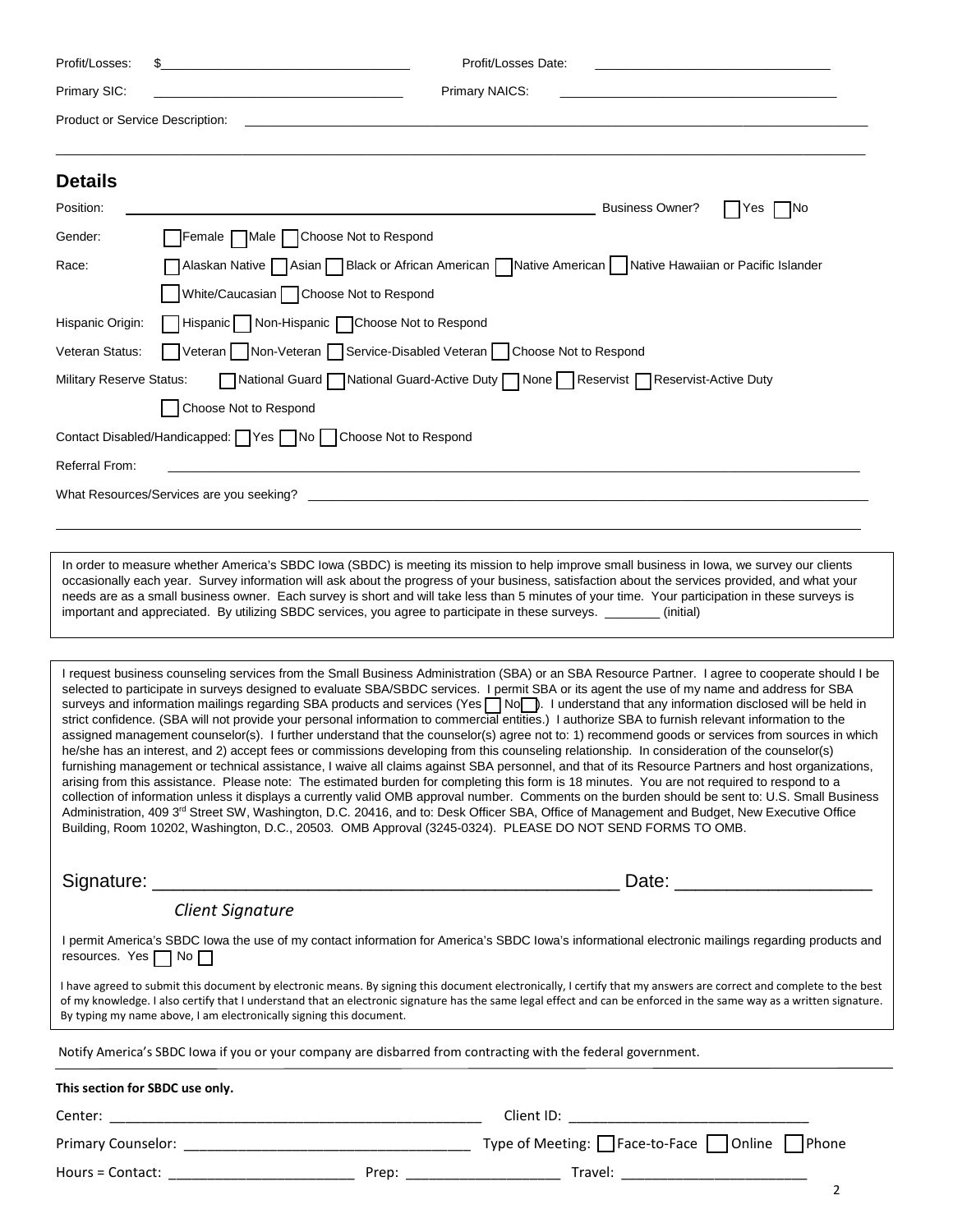Profit/Losses: $\_\_\_\_\_\_\_\_\_\_\_\_\_\_\_\_\_\_\_\_ Profit/Losses Date: \_\_\_\_\_\_\_\_\_\_\_\_\_\_\_\_\_\_\_\_

Primary SIC: \_\_\_\_\_\_\_\_\_\_\_\_\_\_\_\_\_\_\_\_ Primary NAICS: \_\_\_\_\_\_\_\_\_\_\_\_\_\_\_\_\_\_\_\_

Product or Service Description: \_\_\_\_\_\_\_\_\_\_\_\_\_\_\_\_\_\_\_\_\_\_\_\_\_\_\_\_\_\_\_\_\_\_\_\_\_\_\_\_

## Details

Position: \_\_\_\_\_\_\_\_\_\_\_\_\_\_\_\_\_\_\_\_\_\_\_\_\_\_\_\_\_\_ Business Owner? ☐ Yes ☐ No

Gender: ☐ Female ☐ Male ☐ Choose Not to Respond

Race: ☐ Alaskan Native ☐ Asian ☐ Black or African American ☐ Native American ☐ Native Hawaiian or Pacific Islander ☐ White/Caucasian ☐ Choose Not to Respond

Hispanic Origin: ☐ Hispanic ☐ Non-Hispanic ☐ Choose Not to Respond

Veteran Status: ☐ Veteran ☐ Non-Veteran ☐ Service-Disabled Veteran ☐ Choose Not to Respond

Military Reserve Status: ☐ National Guard ☐ National Guard-Active Duty ☐ None ☐ Reservist ☐ Reservist-Active Duty ☐ Choose Not to Respond

Contact Disabled/Handicapped: ☐ Yes ☐ No ☐ Choose Not to Respond

Referral From: \_\_\_\_\_\_\_\_\_\_\_\_\_\_\_\_\_\_\_\_\_\_\_\_\_\_\_\_\_\_\_\_\_\_\_\_\_\_\_\_

What Resources/Services are you seeking? \_\_\_\_\_\_\_\_\_\_\_\_\_\_\_\_\_\_\_\_\_\_\_\_\_\_\_\_\_\_\_\_\_\_\_\_\_\_\_\_

In order to measure whether America's SBDC Iowa (SBDC) is meeting its mission to help improve small business in Iowa, we survey our clients occasionally each year. Survey information will ask about the progress of your business, satisfaction about the services provided, and what your needs are as a small business owner. Each survey is short and will take less than 5 minutes of your time. Your participation in these surveys is important and appreciated. By utilizing SBDC services, you agree to participate in these surveys. \_\_\_\_\_\_\_\_ (initial)

I request business counseling services from the Small Business Administration (SBA) or an SBA Resource Partner. I agree to cooperate should I be selected to participate in surveys designed to evaluate SBA/SBDC services. I permit SBA or its agent the use of my name and address for SBA surveys and information mailings regarding SBA products and services (Yes ☐ No ☐). I understand that any information disclosed will be held in strict confidence. (SBA will not provide your personal information to commercial entities.) I authorize SBA to furnish relevant information to the assigned management counselor(s). I further understand that the counselor(s) agree not to: 1) recommend goods or services from sources in which he/she has an interest, and 2) accept fees or commissions developing from this counseling relationship. In consideration of the counselor(s) furnishing management or technical assistance, I waive all claims against SBA personnel, and that of its Resource Partners and host organizations, arising from this assistance. Please note: The estimated burden for completing this form is 18 minutes. You are not required to respond to a collection of information unless it displays a currently valid OMB approval number. Comments on the burden should be sent to: U.S. Small Business Administration, 409 3rd Street SW, Washington, D.C. 20416, and to: Desk Officer SBA, Office of Management and Budget, New Executive Office Building, Room 10202, Washington, D.C., 20503. OMB Approval (3245-0324). PLEASE DO NOT SEND FORMS TO OMB.

Signature: \_\_\_\_\_\_\_\_\_\_\_\_\_\_\_\_\_\_\_\_\_\_\_\_\_\_\_\_\_\_\_\_\_\_\_\_\_\_\_\_ Date: \_\_\_\_\_\_\_\_\_\_\_\_\_\_\_\_\_\_

*Client Signature*

I permit America's SBDC Iowa the use of my contact information for America's SBDC Iowa's informational electronic mailings regarding products and resources. Yes ☐ No ☐

I have agreed to submit this document by electronic means. By signing this document electronically, I certify that my answers are correct and complete to the best of my knowledge. I also certify that I understand that an electronic signature has the same legal effect and can be enforced in the same way as a written signature. By typing my name above, I am electronically signing this document.

Notify America's SBDC Iowa if you or your company are disbarred from contracting with the federal government.

**This section for SBDC use only.**

Center: \_\_\_\_\_\_\_\_\_\_\_\_\_\_\_\_\_\_\_\_\_\_\_\_\_\_\_\_\_\_ Client ID: \_\_\_\_\_\_\_\_\_\_\_\_\_\_\_\_\_\_\_\_

Primary Counselor: \_\_\_\_\_\_\_\_\_\_\_\_\_\_\_\_\_\_\_\_\_\_\_\_\_\_\_\_\_\_ Type of Meeting: ☐ Face-to-Face ☐ Online ☐ Phone

Hours = Contact: \_\_\_\_\_\_\_\_\_\_\_\_\_\_\_\_ Prep: \_\_\_\_\_\_\_\_\_\_\_\_\_\_\_\_ Travel: \_\_\_\_\_\_\_\_\_\_\_\_\_\_\_\_